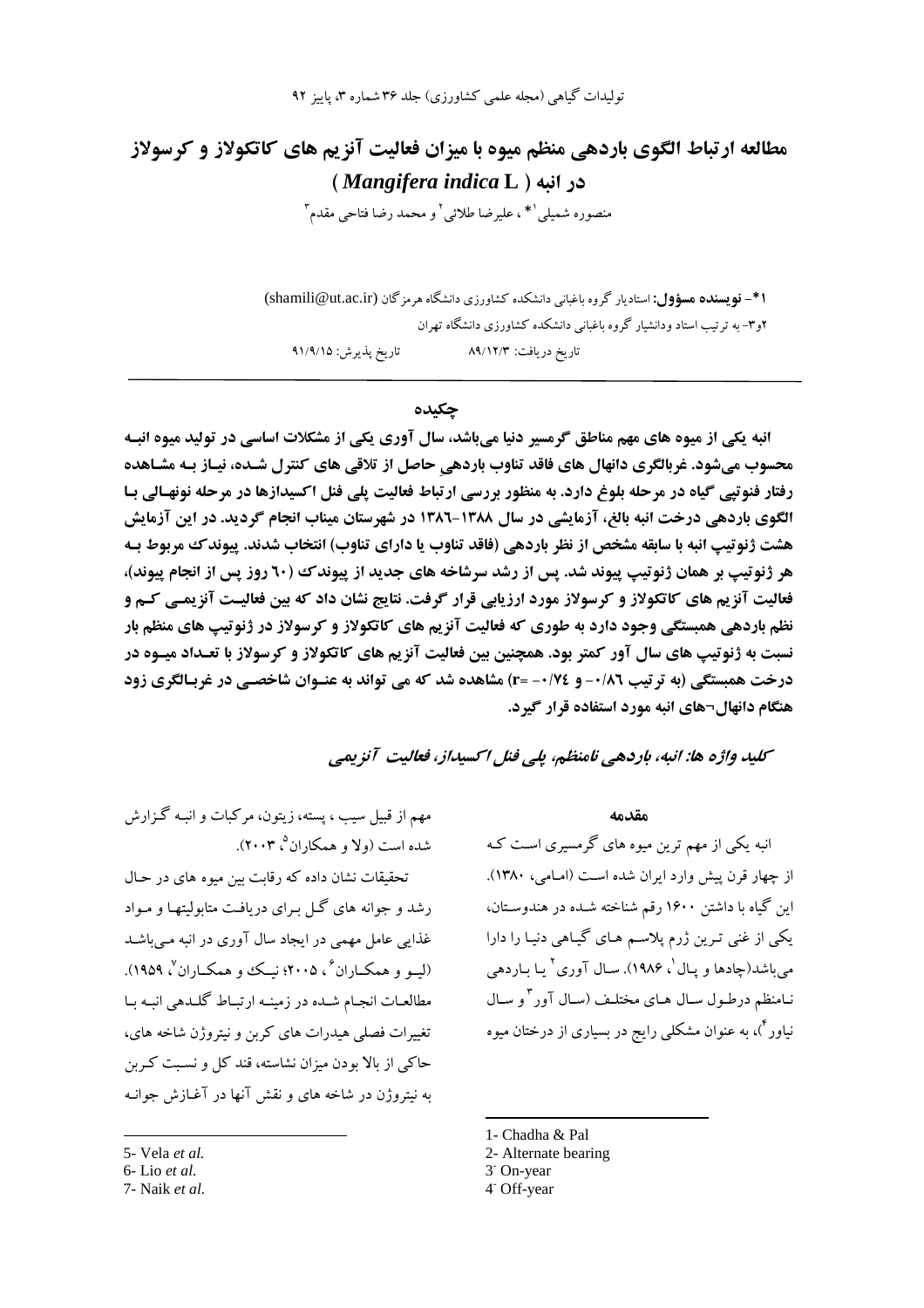# مطالعه ارتباط الگوی باردهی منظم میوه با میزان فعالیت آنزیم های کاتکولاز و کرسولاز در انبه ( *Mangifera indica* L )

منصوره شمیلی[1]* ، علیرضا طلائی[2] و محمد رضا فتاحی مقدم[3]

**1*- نویسنده مسؤول:** استادیار گروه باغبانی دانشکده کشاورزی دانشگاه هرمزگان (shamili@ut.ac.ir)

2و3- به ترتیب استاد ودانشیار گروه باغبانی دانشکده کشاورزی دانشگاه تهران

تاریخ دریافت: ۸۹/۱۲/۳ تاریخ پذیرش: ۹۱/۹/۱۵

## چکیده

**انبه یکی از میوه های مهم مناطق گرمسیر دنیا می‌باشد، سال آوری یکی از مشکلات اساسی در تولید میوه انبه محسوب می‌شود. غربالگری دانهال های فاقد تناوب باردهی حاصل از تلاقی های کنترل شده، نیاز به مشاهده رفتار فنوتیپی گیاه در مرحله بلوغ دارد. به منظور بررسی ارتباط فعالیت پلی فنل اکسیدازها در مرحله نونهالی با الگوی باردهی درخت انبه بالغ، آزمایشی در سال ۱۳۸۸-۱۳۸۶ در شهرستان میناب انجام گردید. در این آزمایش هشت ژنوتیپ انبه با سابقه مشخص از نظر باردهی (فاقد تناوب یا دارای تناوب) انتخاب شدند. پیوندک مربوط به هر ژنوتیپ بر همان ژنوتیپ پیوند شد. پس از رشد سرشاخه های جدید از پیوندک (۶۰ روز پس از انجام پیوند)، فعالیت آنزیم های کاتکولاز و کرسولاز مورد ارزیابی قرار گرفت. نتایج نشان داد که بین فعالیت آنزیمی کم و نظم باردهی همبستگی وجود دارد به طوری که فعالیت آنزیم های کاتکولاز و کرسولاز در ژنوتیپ های منظم بار نسبت به ژنوتیپ های سال آور کمتر بود. همچنین بین فعالیت آنزیم های کاتکولاز و کرسولاز با تعداد میوه در درخت همبستگی (به ترتیب ۰/۸۶- و ۰/۷۴- =r) مشاهده شد که می تواند به عنوان شاخصی در غربالگری زود هنگام دانهال‌های انبه مورد استفاده قرار گیرد.**

***کلید واژه ها: انبه، باردهی نامنظم، پلی فنل اکسیداز، فعالیت آنزیمی***

## مقدمه

انبه یکی از مهم ترین میوه های گرمسیری است که از چهار قرن پیش وارد ایران شده است (امامی، ۱۳۸۰). این گیاه با داشتن ۱۶۰۰ رقم شناخته شده در هندوستان، یکی از غنی ترین ژرم پلاسم های گیاهی دنیا را دارا می‌باشد(چادها و پال[1]، ۱۹۸۶). سال آوری[2] یا باردهی نامنظم درطول سال های مختلف (سال آور[3] و سال نیاور[4])، به عنوان مشکلی رایج در بسیاری از درختان میوه مهم از قبیل سیب ، پسته، زیتون، مرکبات و انبه گزارش شده است (ولا و همکاران[5]، ۲۰۰۳).

تحقیقات نشان داده که رقابت بین میوه های در حال رشد و جوانه های گل برای دریافت متابولیتها و مواد غذایی عامل مهمی در ایجاد سال آوری در انبه می‌باشد (لیو و همکاران[6]، ۲۰۰۵؛ نیک و همکاران[7]، ۱۹۵۹). مطالعات انجام شده در زمینه ارتباط گلدهی انبه با تغییرات فصلی هیدرات های کربن و نیتروژن شاخه های، حاکی از بالا بودن میزان نشاسته، قند کل و نسبت کربن به نیتروژن در شاخه های و نقش آنها در آغازش جوانه

---

1- Chadha & Pal

2- Alternate bearing

3- On-year

4- Off-year

5- Vela *et al.*

6- Lio *et al.*

7- Naik *et al.*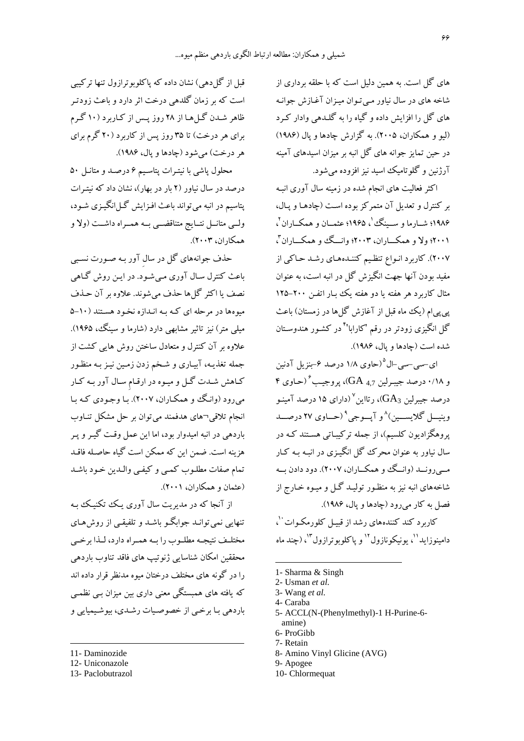های گل است. به همین دلیل است که با حلقه برداری از شاخه های در سال نیاور می‌توان میزان آغازش جوانه های گل را افزایش داده و گیاه را به گلدهی وادار کرد (لیو و همکاران، ۲۰۰۵). به گزارش چادها و پال (۱۹۸۶) در حین تمایز جوانه های گل انبه بر میزان اسیدهای آمینه آرژنین و گلوتامیک اسید نیز افزوده می‌شود.

اکثر فعالیت های انجام شده در زمینه سال آوری انبه بر کنترل و تعدیل آن متمرکز بوده است (چادها و پال، ۱۹۸۶؛ شارما و سینگ[1]، ۱۹۶۵؛ عثمان و همکاران[2]، ۲۰۰۱؛ ولا و همکاران، ۲۰۰۳؛ وانگ و همکاران[3]، ۲۰۰۷). کاربرد انواع تنظیم کننده‌های رشد حاکی از مفید بودن آنها جهت انگیزش گل در انبه است، به عنوان مثال کاربرد هر هفته یا دو هفته یک بار اتفن ۲۰۰-۱۲۵ پی‌پی‌ام (یک ماه قبل از آغازش گل‌ها در زمستان) باعث گل انگیزی زودتر در رقم "کارابا"[4] در کشور هندوستان شده است (چادها و پال، ۱۹۸۶).

ای-سی-سی-ال[5] (حاوی ۱/۸ درصد ۶-بنزیل آدنین و ۰/۱۸ درصد جیبرلین $GA_{4,7}$)، پروجیب[6] (حاوی ۴ درصد جیبرلین $GA_3$)، رتااین[7] (دارای ۱۵ درصد آمینو وینیل گلایسین)[8] و آپوجی[9] (حاوی ۲۷ درصد پروهگزادیون کلسیم)، از جمله ترکیباتی هستند که در سال نیاور به عنوان محرک گل انگیزی در انبه به کار می‌روند (وانگ و همکاران، ۲۰۰۷). دود دادن به شاخه‌های انبه نیز به منظور تولید گل و میوه خارج از فصل به کار می‌رود (چادها و پال، ۱۹۸۶).

کاربرد کند کننده‌های رشد از قبیل کلورمکوات[10]، دامینوزاید[11]، یونیکونازول[12] و پاکلوبوترازول[13]، (چند ماه قبل از گل‌دهی) نشان داده که پاکلوبوترازول تنها ترکیبی است که بر زمان گلدهی درخت اثر دارد و باعث زودتر ظاهر شدن گل‌ها از ۲۸ روز پس از کاربرد (۱۰ گرم برای هر درخت) تا ۳۵ روز پس از کاربرد (۲۰ گرم برای هر درخت) می‌شود (چادها و پال، ۱۹۸۶).

محلول پاشی با نیترات پتاسیم ۶ درصد و متانل ۵۰ درصد در سال نیاور (۲ بار در بهار)، نشان داد که نیترات پتاسیم در انبه می‌تواند باعث افزایش گل‌انگیزی شود، ولی متانل نتایج متناقضی به همراه داشت (ولا و همکاران، ۲۰۰۳).

حذف جوانه‌های گل در سالِ آور به صورت نسبی باعث کنترل سال آوری می‌شود. در این روش گاهی نصف یا اکثر گل‌ها حذف می‌شوند. علاوه بر آن حذف میوه‌ها در مرحله ای که به اندازه نخود هستند (۱۰-۵ میلی متر) نیز تاثیر مشابهی دارد (شارما و سینگ، ۱۹۶۵). علاوه بر آن کنترل و متعادل ساختن روش هایی کشت از جمله تغذیه، آبیاری و شخم زدن زمین نیز به منظور کاهش شدت گل و میوه در ارقامِ سال آور به کار می‌رود (وانگ و همکاران، ۲۰۰۷). با وجودی که با انجام تلاقی‌های هدفمند می‌توان بر حل مشکل تناوب باردهی در انبه امیدوار بود، اما این عمل وقت گیر و پر هزینه است. ضمن این که ممکن است گیاه حاصله فاقد تمام صفات مطلوب کمی و کیفی والدین خود باشد (عثمان و همکاران، ۲۰۰۱).

از آنجا که در مدیریت سال آوری یک تکنیک به تنهایی نمی‌تواند جوابگو باشد و تلفیقی از روش‌های مختلف نتیجه مطلوب را به همراه دارد، لذا برخی محققین امکان شناسایی ژنوتیپ های فاقد تناوب باردهی را در گونه های مختلف درختان میوه مدنظر قرار داده اند که یافته های همبستگی معنی داری بین میزان بی نظمی باردهی با برخی از خصوصیات رشدی، بیوشیمیایی و

---

1- Sharma & Singh
2- Usman *et al.*
3- Wang *et al.*
4- Caraba
5- ACCL(N-(Phenylmethyl)-1 H-Purine-6-amine)
6- ProGibb
7- Retain
8- Amino Vinyl Glicine (AVG)
9- Apogee
10- Chlormequat
11- Daminozide
12- Uniconazole
13- Paclobutrazol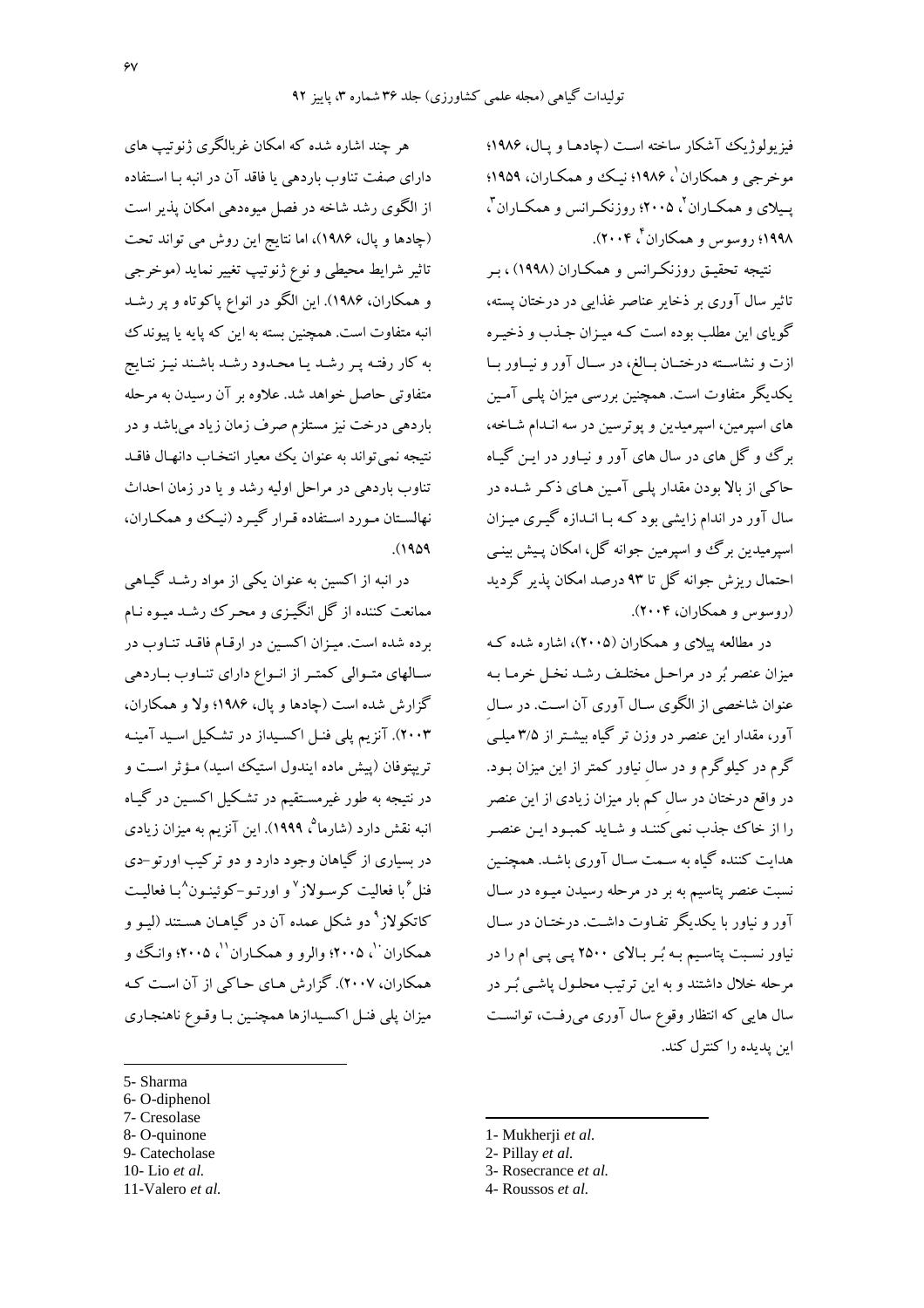فیزیولوژیک آشکار ساخته است (چادها و پال، ۱۹۸۶؛ موخرجی و همکاران[1]، ۱۹۸۶؛ نیک و همکاران، ۱۹۵۹؛ پیلای و همکاران[2]، ۲۰۰۵؛ روزنکرانس و همکاران[3]، ۱۹۹۸؛ روسوس و همکاران[4]، ۲۰۰۴).

نتیجه تحقیق روزنکرانس و همکاران (۱۹۹۸) ، بر تاثیر سال آوری بر ذخایر عناصر غذایی در درختان پسته، گویای این مطلب بوده است که میزان جذب و ذخیره ازت و نشاسته درختان بالغ، در سال آور و نیاور با یکدیگر متفاوت است. همچنین بررسی میزان پلی آمین های اسپرمین، اسپرمیدین و پوترسین در سه اندام شاخه، برگ و گل های در سال های آور و نیاور در این گیاه حاکی از بالا بودن مقدار پلی آمین های ذکر شده در سال آور در اندام زایشی بود که با اندازه گیری میزان اسپرمیدین برگ و اسپرمین جوانه گل، امکان پیش بینی احتمال ریزش جوانه گل تا ۹۳ درصد امکان پذیر گردید (روسوس و همکاران، ۲۰۰۴).

در مطالعه پیلای و همکاران (۲۰۰۵)، اشاره شده که میزان عنصر بُر در مراحل مختلف رشد نخل خرما به عنوان شاخصی از الگوی سال آوری آن است. در سالِ آور، مقدار این عنصر در وزن تر گیاه بیشتر از ۳/۵ میلی گرم در کیلوگرم و در سالِ نیاور کمتر از این میزان بود. در واقع درختان در سالِ کم بار میزان زیادی از این عنصر را از خاک جذب نمی‌کنند و شاید کمبود این عنصر هدایت کننده گیاه به سمت سال آوری باشد. همچنین نسبت عنصر پتاسیم به بر در مرحله رسیدن میوه در سال آور و نیاور با یکدیگر تفاوت داشت. درختان در سال نیاور نسبت پتاسیم به بُر بالای ۲۵۰۰ پی پی ام را در مرحله خلال داشتند و به این ترتیب محلول پاشی بُر در سال هایی که انتظار وقوع سال آوری می‌رفت، توانست این پدیده را کنترل کند.

هر چند اشاره شده که امکان غربالگری ژنوتیپ های دارای صفت تناوب باردهی یا فاقد آن در انبه با استفاده از الگوی رشد شاخه در فصل میوه‌دهی امکان پذیر است (چادها و پال، ۱۹۸۶)، اما نتایج این روش می تواند تحت تاثیر شرایط محیطی و نوع ژنوتیپ تغییر نماید (موخرجی و همکاران، ۱۹۸۶). این الگو در انواع پاکوتاه و پر رشد انبه متفاوت است. همچنین بسته به این که پایه یا پیوندک به کار رفته پر رشد یا محدود رشد باشند نیز نتایج متفاوتی حاصل خواهد شد. علاوه بر آن رسیدن به مرحله باردهی درخت نیز مستلزم صرف زمان زیاد می‌باشد و در نتیجه نمی‌تواند به عنوان یک معیار انتخاب دانهال فاقد تناوب باردهی در مراحل اولیه رشد و یا در زمان احداث نهالستان مورد استفاده قرار گیرد (نیک و همکاران، ۱۹۵۹).

در انبه از اکسین به عنوان یکی از مواد رشد گیاهی ممانعت کننده از گل انگیزی و محرک رشد میوه نام برده شده است. میزان اکسین در ارقام فاقد تناوب در سالهای متوالی کمتر از انواع دارای تناوب باردهی گزارش شده است (چادها و پال، ۱۹۸۶؛ ولا و همکاران، ۲۰۰۳). آنزیم پلی فنل اکسیداز در تشکیل اسید آمینه تریپتوفان (پیش ماده ایندول استیک اسید) مؤثر است و در نتیجه به طور غیرمستقیم در تشکیل اکسین در گیاه انبه نقش دارد (شارما[5]، ۱۹۹۹). این آنزیم به میزان زیادی در بسیاری از گیاهان وجود دارد و دو ترکیب اورتو-دی فنل[6] با فعالیت کرسولاز[7] و اورتو-کوئینون[8] با فعالیت کاتکولاز[9] دو شکل عمده آن در گیاهان هستند (لیو و همکاران[10]، ۲۰۰۵؛ والرو و همکاران[11]، ۲۰۰۵؛ وانگ و همکاران، ۲۰۰۷). گزارش های حاکی از آن است که میزان پلی فنل اکسیدازها همچنین با وقوع ناهنجاری

---

1- Mukherji *et al.*
2- Pillay *et al.*
3- Rosecrance *et al.*
4- Roussos *et al.*
5- Sharma
6- O-diphenol
7- Cresolase
8- O-quinone
9- Catecholase
10- Lio *et al.*
11-Valero *et al.*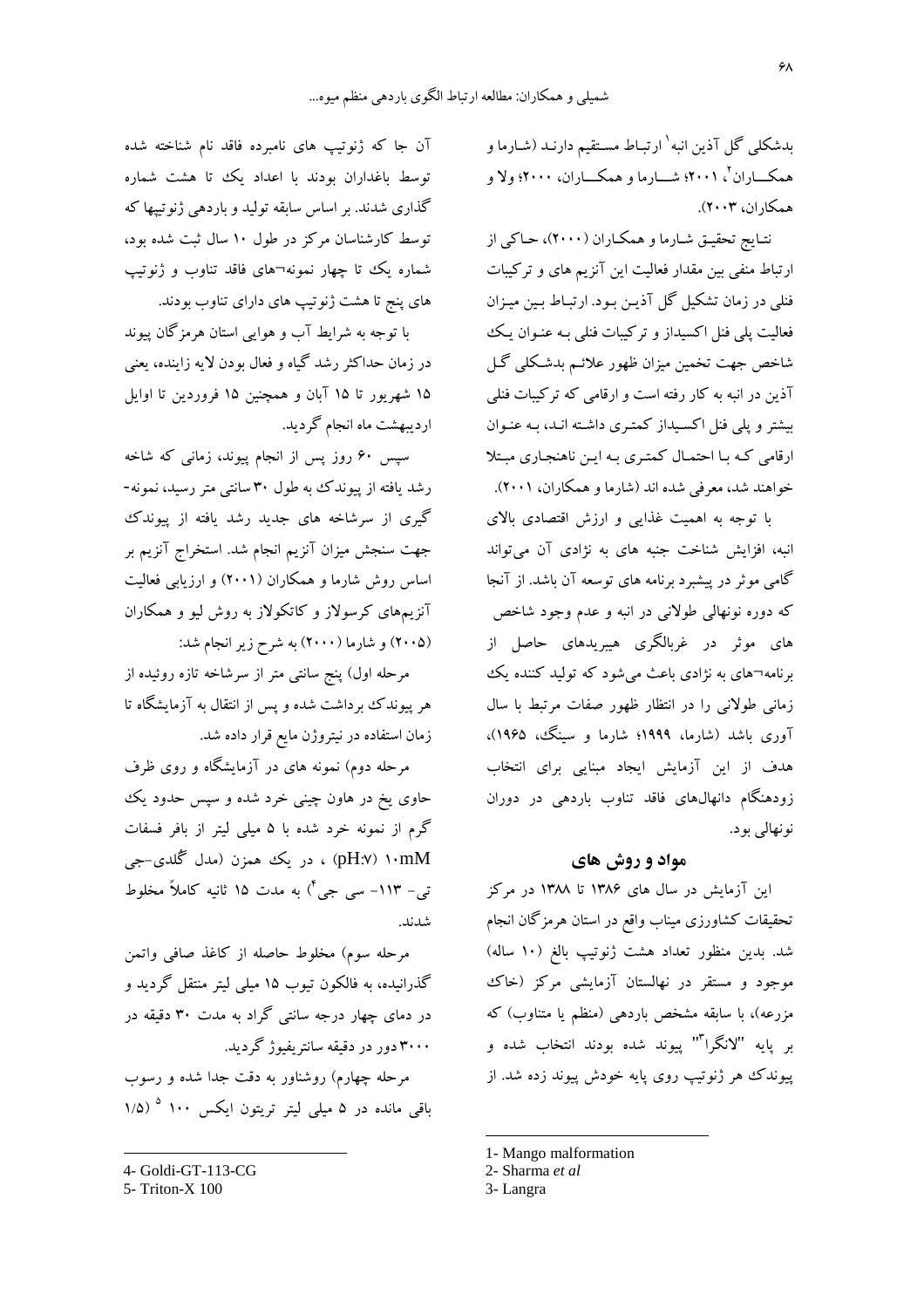بدشکلی گل آذین انبه[1] ارتباط مستقیم دارند (شارما و همکاران[2]، ۲۰۰۱؛ شارما و همکاران، ۲۰۰۰؛ ولا و همکاران، ۲۰۰۳).

نتایج تحقیق شارما و همکاران (۲۰۰۰)، حاکی از ارتباط منفی بین مقدار فعالیت این آنزیم های و ترکیبات فنلی در زمان تشکیل گل آذین بود. ارتباط بین میزان فعالیت پلی فنل اکسیداز و ترکیبات فنلی به عنوان یک شاخص جهت تخمین میزان ظهور علائم بدشکلی گل آذین در انبه به کار رفته است و ارقامی که ترکیبات فنلی بیشتر و پلی فنل اکسیداز کمتری داشته اند، به عنوان ارقامی که با احتمال کمتری به این ناهنجاری مبتلا خواهند شد، معرفی شده اند (شارما و همکاران، ۲۰۰۱).

با توجه به اهمیت غذایی و ارزش اقتصادی بالای انبه، افزایش شناخت جنبه های به نژادی آن می‌تواند گامی موثر در پیشبرد برنامه های توسعه آن باشد. از آنجا که دوره نونهالی طولانی در انبه و عدم وجود شاخص های موثر در غربالگری هیبریدهای حاصل از برنامه¬های به نژادی باعث می‌شود که تولید کننده یک زمانی طولانی را در انتظار ظهور صفات مرتبط با سال آوری باشد (شارما، ۱۹۹۹؛ شارما و سینگ، ۱۹۶۵)، هدف از این آزمایش ایجاد مبنایی برای انتخاب زودهنگام دانهال‌های فاقد تناوب باردهی در دوران نونهالی بود.

## مواد و روش های

این آزمایش در سال های ۱۳۸۶ تا ۱۳۸۸ در مرکز تحقیقات کشاورزی میناب واقع در استان هرمزگان انجام شد. بدین منظور تعداد هشت ژنوتیپ بالغ (۱۰ ساله) موجود و مستقر در نهالستان آزمایشی مرکز (خاک مزرعه)، با سابقه مشخص باردهی (منظم یا متناوب) که بر پایه "لانگرا[3]" پیوند شده بودند انتخاب شده و پیوندک هر ژنوتیپ روی پایه خودش پیوند زده شد. از آن جا که ژنوتیپ های نامبرده فاقد نام شناخته شده توسط باغداران بودند با اعداد یک تا هشت شماره گذاری شدند. بر اساس سابقه تولید و باردهی ژنوتیپها که توسط کارشناسان مرکز در طول ۱۰ سال ثبت شده بود، شماره یک تا چهار نمونه¬های فاقد تناوب و ژنوتیپ های پنج تا هشت ژنوتیپ های دارای تناوب بودند.

با توجه به شرایط آب و هوایی استان هرمزگان پیوند در زمان حداکثر رشد گیاه و فعال بودن لایه زاینده، یعنی ۱۵ شهریور تا ۱۵ آبان و همچنین ۱۵ فروردین تا اوایل اردیبهشت ماه انجام گردید.

سپس ۶۰ روز پس از انجام پیوند، زمانی که شاخه رشد یافته از پیوندک به طول ۳۰ سانتی متر رسید، نمونه-گیری از سرشاخه های جدید رشد یافته از پیوندک جهت سنجش میزان آنزیم انجام شد. استخراج آنزیم بر اساس روش شارما و همکاران (۲۰۰۱) و ارزیابی فعالیت آنزیم‌های کرسولاز و کاتکولاز به روش لیو و همکاران (۲۰۰۵) و شارما (۲۰۰۰) به شرح زیر انجام شد:

مرحله اول) پنج سانتی متر از سرشاخه تازه روئیده از هر پیوندک برداشت شده و پس از انتقال به آزمایشگاه تا زمان استفاده در نیتروژن مایع قرار داده شد.

مرحله دوم) نمونه های در آزمایشگاه و روی ظرف حاوی یخ در هاون چینی خرد شده و سپس حدود یک گرم از نمونه خرد شده با ۵ میلی لیتر از بافر فسفات ۱۰mM (pH:۷) ، در یک همزن (مدل گُلدی-جی تی- ۱۱۳- سی جی[4]) به مدت ۱۵ ثانیه کاملاً مخلوط شدند.

مرحله سوم) مخلوط حاصله از کاغذ صافی واتمن گذرانیده، به فالکون تیوب ۱۵ میلی لیتر منتقل گردید و در دمای چهار درجه سانتی گراد به مدت ۳۰ دقیقه در ۳۰۰۰ دور در دقیقه سانتریفیوژ گردید.

مرحله چهارم) روشناور به دقت جدا شده و رسوب باقی مانده در ۵ میلی لیتر تریتون ایکس ۱۰۰ [5] (۱/۵

---

1- Mango malformation
2- Sharma *et al*
3- Langra
4- Goldi-GT-113-CG
5- Triton-X 100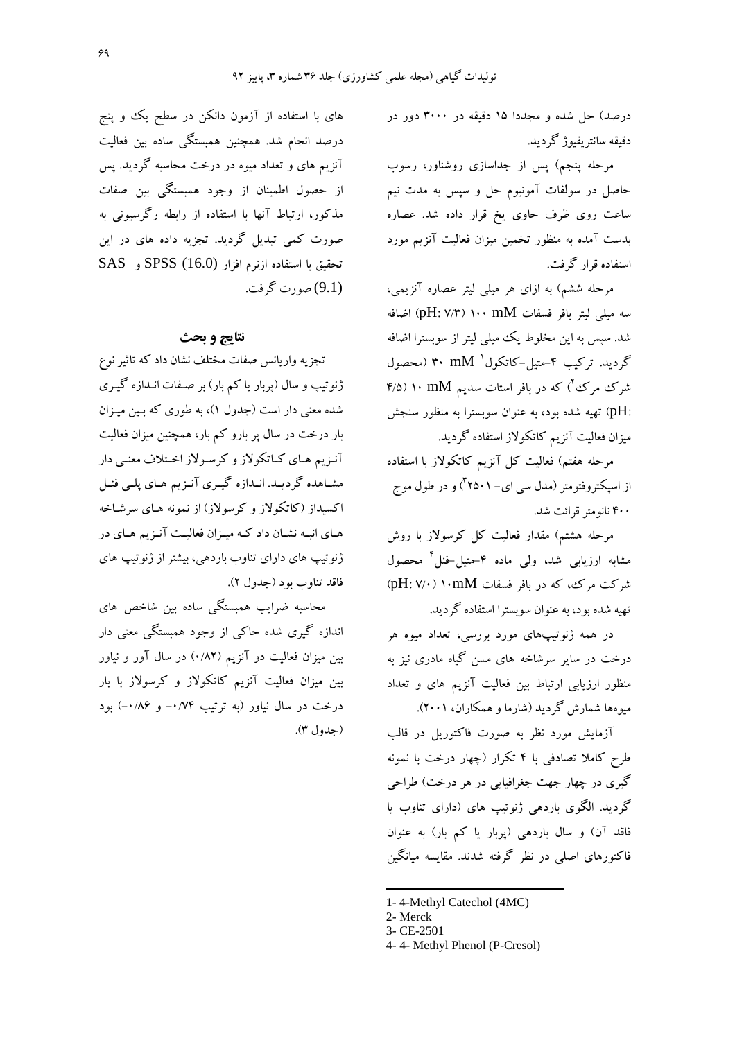درصد) حل شده و مجددا ۱۵ دقیقه در ۳۰۰۰ دور در دقیقه سانتریفیوژ گردید.

مرحله پنجم) پس از جداسازی روشناور، رسوب حاصل در سولفات آمونیوم حل و سپس به مدت نیم ساعت روی ظرف حاوی یخ قرار داده شد. عصاره بدست آمده به منظور تخمین میزان فعالیت آنزیم مورد استفاده قرار گرفت.

مرحله ششم) به ازای هر میلی لیتر عصاره آنزیمی، سه میلی لیتر بافر فسفات ۱۰۰ mM (pH: ۷/۳) اضافه شد. سپس به این مخلوط یک میلی لیتر از سوبسترا اضافه گردید. ترکیب ۴-متیل-کاتکول[1] ۳۰ mM (محصول شرکت مرک[2]) که در بافر استات سدیم ۱۰ mM (۴/۵ :pH) تهیه شده بود، به عنوان سوبسترا به منظور سنجش میزان فعالیت آنزیم کاتکولاز استفاده گردید.

مرحله هفتم) فعالیت کل آنزیم کاتکولاز با استفاده از اسپکتروفتومتر (مدل سی ای- ۲۵۰۱[3]) و در طول موج ۴۰۰ نانومتر قرائت شد.

مرحله هشتم) مقدار فعالیت کل کرسولاز با روش مشابه ارزیابی شد، ولی ماده ۴-متیل-فنل[4] محصول شرکت مرک، که در بافر فسفات ۱۰mM (pH: ۷/۰) تهیه شده بود، به عنوان سوبسترا استفاده گردید.

در همه ژنوتیپ‌های مورد بررسی، تعداد میوه هر درخت در سایر سرشاخه های مسن گیاه مادری نیز به منظور ارزیابی ارتباط بین فعالیت آنزیم های و تعداد میوه‌ها شمارش گردید (شارما و همکاران، ۲۰۰۱).

آزمایش مورد نظر به صورت فاکتوریل در قالب طرح کاملا تصادفی با ۴ تکرار (چهار درخت با نمونه گیری در چهار جهت جغرافیایی در هر درخت) طراحی گردید. الگوی باردهی ژنوتیپ های (دارای تناوب یا فاقد آن) و سال باردهی (پربار یا کم بار) به عنوان فاکتورهای اصلی در نظر گرفته شدند. مقایسه میانگین های با استفاده از آزمون دانکن در سطح یک و پنج درصد انجام شد. همچنین همبستگی ساده بین فعالیت آنزیم های و تعداد میوه در درخت محاسبه گردید. پس از حصول اطمینان از وجود همبستگی بین صفات مذکور، ارتباط آنها با استفاده از رابطه رگرسیونی به صورت کمی تبدیل گردید. تجزیه داده های در این تحقیق با استفاده ازنرم افزار SPSS (16.0) و SAS (9.1) صورت گرفت.

## نتایج و بحث

تجزیه واریانس صفات مختلف نشان داد که تاثیر نوع ژنوتیپ و سال (پربار یا کم بار) بر صفات اندازه گیری شده معنی دار است (جدول ۱)، به طوری که بین میزان بار درخت در سال پر بارو کم بار، همچنین میزان فعالیت آنزیم های کاتکولاز و کرسولاز اختلاف معنی دار مشاهده گردید. اندازه گیری آنزیم های پلی فنل اکسیداز (کاتکولاز و کرسولاز) از نمونه های سرشاخه های انبه نشان داد که میزان فعالیت آنزیم های در ژنوتیپ های دارای تناوب باردهی، بیشتر از ژنوتیپ های فاقد تناوب بود (جدول ۲).

محاسبه ضرایب همبستگی ساده بین شاخص های اندازه گیری شده حاکی از وجود همبستگی معنی دار بین میزان فعالیت دو آنزیم (۰/۸۲) در سال آور و نیاور بین میزان فعالیت آنزیم کاتکولاز و کرسولاز با بار درخت در سال نیاور (به ترتیب ۰/۷۴- و ۰/۸۶-) بود (جدول ۳).

---

1- 4-Methyl Catechol (4MC)
2- Merck
3- CE-2501
4- 4- Methyl Phenol (P-Cresol)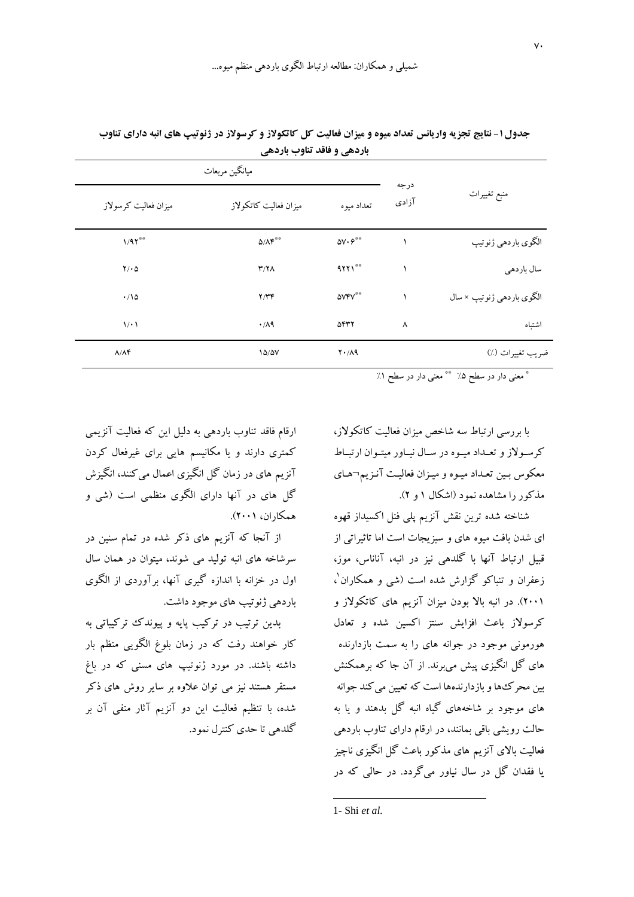**جدول ۱- نتایج تجزیه واریانس تعداد میوه و میزان فعالیت کل کاتکولاز و کرسولاز در ژنوتیپ های انبه دارای تناوب باردهی و فاقد تناوب باردهی**

| منبع تغییرات | درجه آزادی | میانگین مربعات | | |
|---|---|---|---|---|
| | | تعداد میوه | میزان فعالیت کاتکولاز | میزان فعالیت کرسولاز |
| الگوی باردهی ژنوتیپ | ۱ | \*\*۵۷۰۶ | \*\*۵/۸۴ | \*\*۱/۹۲ |
| سال باردهی | ۱ | \*\*۹۲۲۱ | ۳/۲۸ | ۲/۰۵ |
| الگوی باردهی ژنوتیپ × سال | ۱ | \*\*۵۷۴۷ | ۲/۳۴ | ۰/۱۵ |
| اشتباه | ۸ | ۵۴۳۲ | ۰/۸۹ | ۱/۰۱ |
| ضریب تغییرات (٪) | | ۲۰/۸۹ | ۱۵/۵۷ | ۸/۸۴ |

\* معنی دار در سطح ۵٪ \*\* معنی دار در سطح ۱٪

با بررسی ارتباط سه شاخص میزان فعالیت کاتکولاز، کرسولاز و تعداد میوه در سال نیاور میتوان ارتباط معکوس بین تعداد میوه و میزان فعالیت آنزیم¬های مذکور را مشاهده نمود (اشکال ۱ و ۲).

شناخته شده ترین نقش آنزیم پلی فنل اکسیداز قهوه ای شدن بافت میوه های و سبزیجات است اما تاثیراتی از قبیل ارتباط آنها با گلدهی نیز در انبه، آناناس، موز، زعفران و تنباکو گزارش شده است (شی و همکاران[1]، ۲۰۰۱). در انبه بالا بودن میزان آنزیم های کاتکولاز و کرسولاز باعث افزایش سنتز اکسین شده و تعادل هورمونی موجود در جوانه های را به سمت بازدارنده های گل انگیزی پیش می‌برند. از آن جا که برهمکنش بین محرک‌ها و بازدارنده‌ها است که تعیین می‌کند جوانه های موجود بر شاخه‌های گیاه انبه گل بدهند و یا به حالت رویشی باقی بمانند، در ارقام دارای تناوب باردهی فعالیت بالای آنزیم های مذکور باعث گل انگیزی ناچیز یا فقدان گل در سال نیاور می‌گردد. در حالی که در ارقام فاقد تناوب باردهی به دلیل این که فعالیت آنزیمی کمتری دارند و یا مکانیسم هایی برای غیرفعال کردن آنزیم های در زمان گل انگیزی اعمال می‌کنند، انگیزش گل های در آنها دارای الگوی منظمی است (شی و همکاران، ۲۰۰۱).

از آنجا که آنزیم های ذکر شده در تمام سنین در سرشاخه های انبه تولید می شوند، میتوان در همان سال اول در خزانه با اندازه گیری آنها، برآوردی از الگوی باردهی ژنوتیپ های موجود داشت.

بدین ترتیب در ترکیب پایه و پیوندک ترکیباتی به کار خواهند رفت که در زمان بلوغ الگویی منظم بار داشته باشند. در مورد ژنوتیپ های مسنی که در باغ مستقر هستند نیز می توان علاوه بر سایر روش های ذکر شده، با تنظیم فعالیت این دو آنزیم آثار منفی آن بر گلدهی تا حدی کنترل نمود.

---

1- Shi *et al.*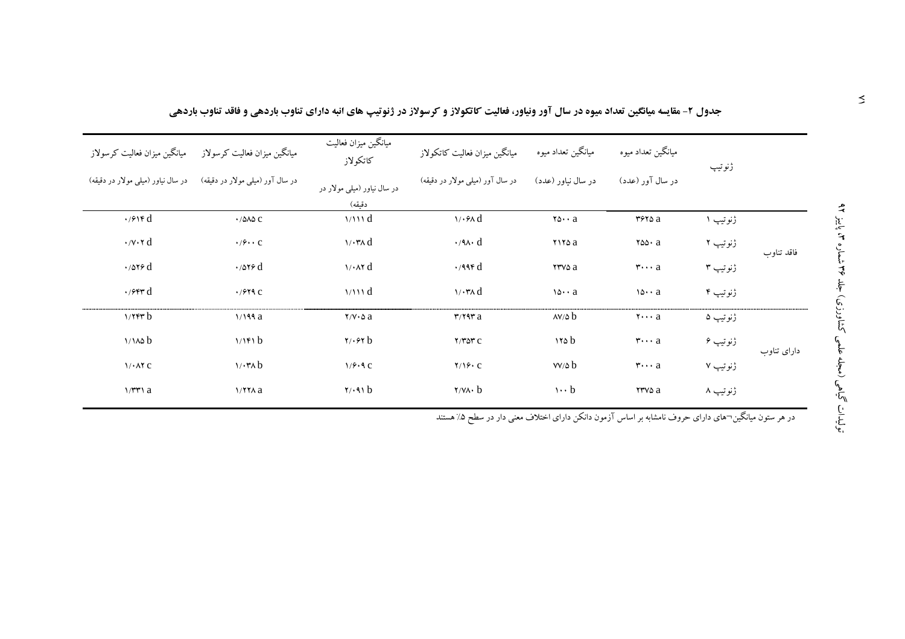**جدول ۲- مقایسه میانگین تعداد میوه در سال آور ونیاور، فعالیت کاتکولاز و کرسولاز در ژنوتیپ های انبه دارای تناوب باردهی و فاقد تناوب باردهی**

| | ژنوتیپ | میانگین تعداد میوه در سال آور (عدد) | میانگین تعداد میوه در سال نیاور (عدد) | میانگین میزان فعالیت کاتکولاز در سال آور (میلی مولار در دقیقه) | میانگین میزان فعالیت کاتکولاز در سال نیاور (میلی مولار در دقیقه) | میانگین میزان فعالیت کرسولاز در سال آور (میلی مولار در دقیقه) | میانگین میزان فعالیت کرسولاز در سال نیاور (میلی مولار در دقیقه) |
|---|---|---|---|---|---|---|---|
| فاقد تناوب | ژنوتیپ ۱ | ۳۶۲۵ a | ۲۵۰۰ a | ۱/۰۶۸ d | ۱/۱۱۱ d | ۰/۵۸۵ c | ۰/۶۱۴ d |
| | ژنوتیپ ۲ | ۲۵۵۰ a | ۲۱۲۵ a | ۰/۹۸۰ d | ۱/۰۳۸ d | ۰/۶۰۰ c | ۰/۷۰۲ d |
| | ژنوتیپ ۳ | ۳۰۰۰ a | ۲۳۷۵ a | ۰/۹۹۴ d | ۱/۰۸۲ d | ۰/۵۲۶ d | ۰/۵۲۶ d |
| | ژنوتیپ ۴ | ۱۵۰۰ a | ۱۵۰۰ a | ۱/۰۳۸ d | ۱/۱۱۱ d | ۰/۶۲۹ c | ۰/۶۴۳ d |
| دارای تناوب | ژنوتیپ ۵ | ۲۰۰۰ a | ۸۷/۵ b | ۳/۲۹۳ a | ۲/۷۰۵ a | ۱/۱۹۹ a | ۱/۲۴۳ b |
| | ژنوتیپ ۶ | ۳۰۰۰ a | ۱۲۵ b | ۲/۳۵۳ c | ۲/۰۶۲ b | ۱/۱۴۱ b | ۱/۱۸۵ b |
| | ژنوتیپ ۷ | ۳۰۰۰ a | ۷۷/۵ b | ۲/۱۶۰ c | ۱/۶۰۹ c | ۱/۰۳۸ b | ۱/۰۸۲ c |
| | ژنوتیپ ۸ | ۲۳۷۵ a | ۱۰۰ b | ۲/۷۸۰ b | ۲/۰۹۱ b | ۱/۲۲۸ a | ۱/۳۳۱ a |

در هر ستون میانگین‌های دارای حروف نامشابه بر اساس آزمون دانکن دارای اختلاف معنی دار در سطح ۵٪ هستند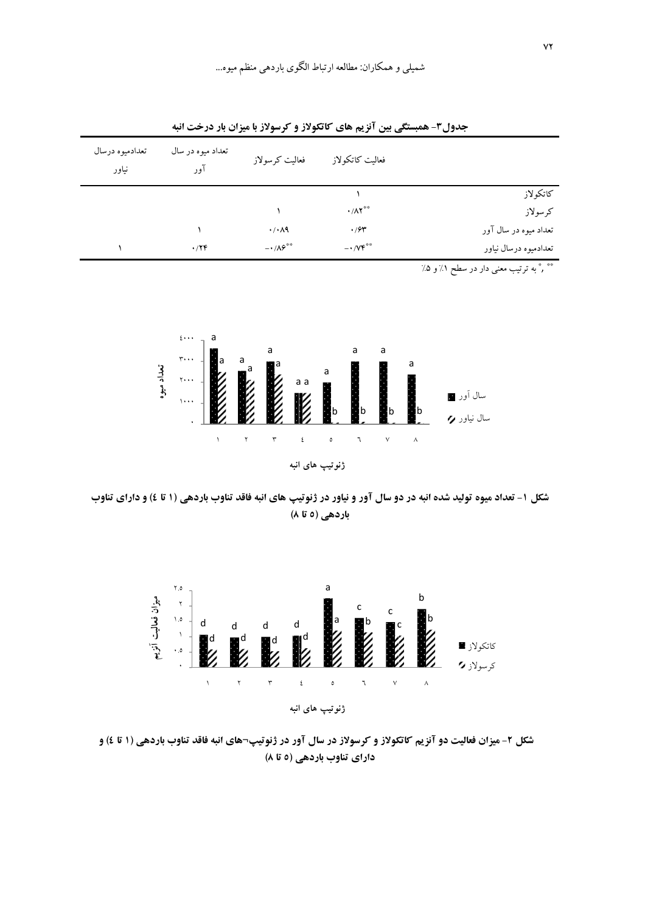جدول۳- همبستگی بین آنزیم های کاتکولاز و کرسولاز با میزان بار درخت انبه

| | فعالیت کاتکولاز | فعالیت کرسولاز | تعداد میوه در سال آور | تعدادمیوه درسال نیاور |
|---|---|---|---|---|
| کاتکولاز | ۱ | | | |
| کرسولاز | $۰/۸۲^{**}$ | ۱ | | |
| تعداد میوه در سال آور | ۰/۶۳ | ۰/۰۸۹ | ۱ | |
| تعدادمیوه درسال نیاور | $-۰/۷۴^{**}$ | $-۰/۸۶^{**}$ | ۰/۲۴ | ۱ |

** ,* به ترتیب معنی دار در سطح ۱٪ و ۵٪

شکل ۱- تعداد میوه تولید شده انبه در دو سال آور و نیاور در ژنوتیپ های انبه فاقد تناوب باردهی (۱ تا ٤) و دارای تناوب باردهی (۵ تا ۸)

شکل ۲- میزان فعالیت دو آنزیم کاتکولاز و کرسولاز در سال آور در ژنوتیپ¬های انبه فاقد تناوب باردهی (۱ تا ٤) و دارای تناوب باردهی (۵ تا ۸)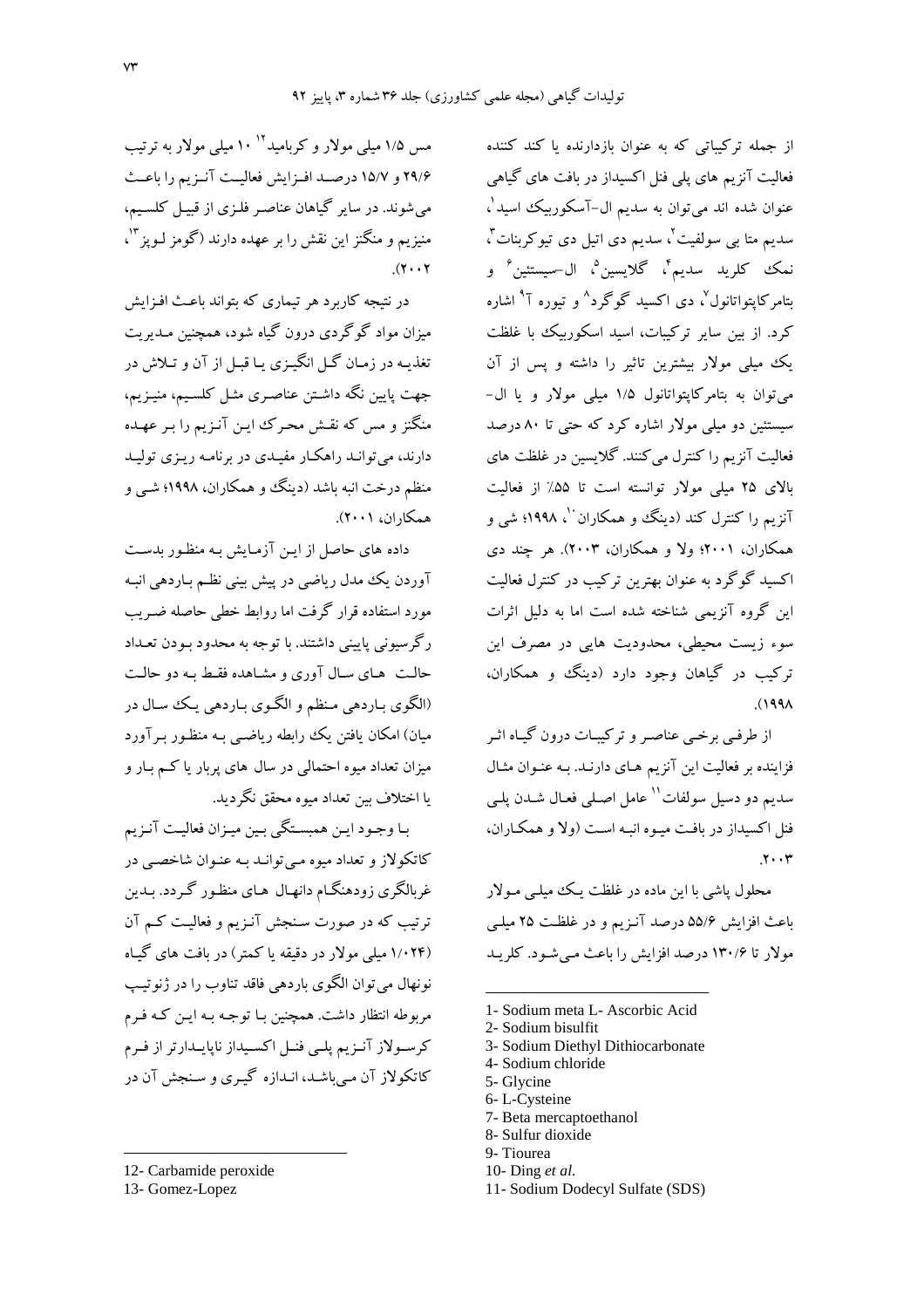از جمله ترکیباتی که به عنوان بازدارنده یا کند کننده فعالیت آنزیم های پلی فنل اکسیداز در بافت های گیاهی عنوان شده اند می‌توان به سدیم ال-آسکوربیک اسید[1]، سدیم متا بی سولفیت[2]، سدیم دی اتیل دی تیوکربنات[3]، نمک کلرید سدیم[4]، گلایسین[5]، ال-سیستئین[6] و بتامرکاپتواتانول[7]، دی اکسید گوگرد[8] و تیوره آ[9] اشاره کرد. از بین سایر ترکیبات، اسید اسکوربیک با غلظت یک میلی مولار بیشترین تاثیر را داشته و پس از آن می‌توان به بتامرکاپتواتانول ۱/۵ میلی مولار و یا ال-سیستئین دو میلی مولار اشاره کرد که حتی تا ۸۰ درصد فعالیت آنزیم را کنترل می‌کنند. گلایسین در غلظت های بالای ۲۵ میلی مولار توانسته است تا ۵۵٪ از فعالیت آنزیم را کنترل کند (دینگ و همکاران[10]، ۱۹۹۸؛ شی و همکاران، ۲۰۰۱؛ ولا و همکاران، ۲۰۰۳). هر چند دی اکسید گوگرد به عنوان بهترین ترکیب در کنترل فعالیت این گروه آنزیمی شناخته شده است اما به دلیل اثرات سوء زیست محیطی، محدودیت هایی در مصرف این ترکیب در گیاهان وجود دارد (دینگ و همکاران، ۱۹۹۸).

از طرفی برخی عناصر و ترکیبات درون گیاه اثر فزاینده بر فعالیت این آنزیم های دارند. به عنوان مثال سدیم دو دسیل سولفات[11] عامل اصلی فعال شدن پلی فنل اکسیداز در بافت میوه انبه است (ولا و همکاران، ۲۰۰۳.

محلول پاشی با این ماده در غلظت یک میلی مولار باعث افزایش ۵۵/۶ درصد آنزیم و در غلظت ۲۵ میلی مولار تا ۱۳۰/۶ درصد افزایش را باعث می‌شود. کلرید مس ۱/۵ میلی مولار و کربامید[12] ۱۰ میلی مولار به ترتیب ۲۹/۶ و ۱۵/۷ درصد افزایش فعالیت آنزیم را باعث می‌شوند. در سایر گیاهان عناصر فلزی از قبیل کلسیم، منیزیم و منگنز این نقش را بر عهده دارند (گومز لوپز[13]، ۲۰۰۲).

در نتیجه کاربرد هر تیماری که بتواند باعث افزایش میزان مواد گوگردی درون گیاه شود، همچنین مدیریت تغذیه در زمان گل انگیزی یا قبل از آن و تلاش در جهت پایین نگه داشتن عناصری مثل کلسیم، منیزیم، منگنز و مس که نقش محرک این آنزیم را بر عهده دارند، می‌تواند راهکار مفیدی در برنامه ریزی تولید منظم درخت انبه باشد (دینگ و همکاران، ۱۹۹۸؛ شی و همکاران، ۲۰۰۱).

داده های حاصل از این آزمایش به منظور بدست آوردن یک مدل ریاضی در پیش بینی نظم باردهی انبه مورد استفاده قرار گرفت اما روابط خطی حاصله ضریب رگرسیونی پایینی داشتند. با توجه به محدود بودن تعداد حالت های سال آوری و مشاهده فقط به دو حالت (الگوی باردهی منظم و الگوی باردهی یک سال در میان) امکان یافتن یک رابطه ریاضی به منظور برآورد میزان تعداد میوه احتمالی در سال های پربار یا کم بار و یا اختلاف بین تعداد میوه محقق نگردید.

با وجود این همبستگی بین میزان فعالیت آنزیم کاتکولاز و تعداد میوه می‌تواند به عنوان شاخصی در غربالگری زودهنگام دانهال های منظور گردد. بدین ترتیب که در صورت سنجش آنزیم و فعالیت کم آن (۱/۰۲۴ میلی مولار در دقیقه یا کمتر) در بافت های گیاه نونهال می‌توان الگوی باردهی فاقد تناوب را در ژنوتیپ مربوطه انتظار داشت. همچنین با توجه به این که فرم کرسولاز آنزیم پلی فنل اکسیداز ناپایدارتر از فرم کاتکولاز آن می‌باشد، اندازه گیری و سنجش آن در

---

1- Sodium meta L- Ascorbic Acid
2- Sodium bisulfit
3- Sodium Diethyl Dithiocarbonate
4- Sodium chloride
5- Glycine
6- L-Cysteine
7- Beta mercaptoethanol
8- Sulfur dioxide
9- Tiourea
10- Ding *et al.*
11- Sodium Dodecyl Sulfate (SDS)
12- Carbamide peroxide
13- Gomez-Lopez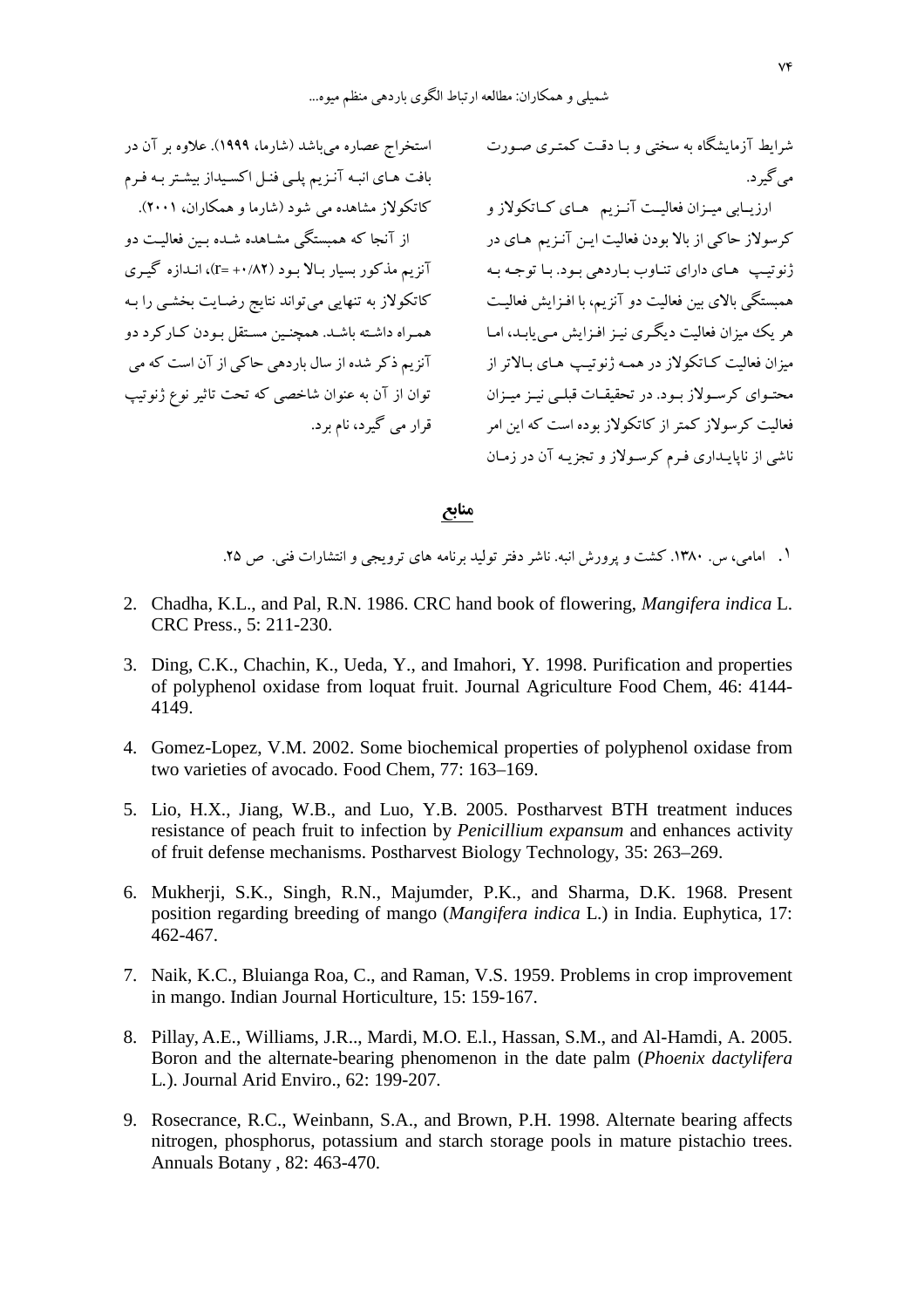شرایط آزمایشگاه به سختی و بـا دقـت کمتـری صـورت می‌گیرد.

ارزیـابی میـزان فعالیـت آنـزیم هـای کـاتکولاز و کرسولاز حاکی از بالا بودن فعالیت ایـن آنـزیم هـای در ژنوتیـپ هـای دارای تنـاوب بـاردهی بـود. بـا توجـه بـه همبستگی بالای بین فعالیت دو آنزیم، با افـزایش فعالیـت هر یک میزان فعالیت دیگـری نیـز افـزایش مـی‌یابـد، امـا میزان فعالیت کـاتکولاز در همـه ژنوتیـپ هـای بـالاتر از محتـوای کرسـولاز بـود. در تحقیقـات قبلـی نیـز میـزان فعالیت کرسولاز کمتر از کاتکولاز بوده است که این امر ناشی از ناپایـداری فـرم کرسـولاز و تجزیـه آن در زمـان استخراج عصاره می‌باشد (شارما، ۱۹۹۹). علاوه بر آن در بافت هـای انبـه آنـزیم پلـی فنـل اکسـیداز بیشـتر بـه فـرم کاتکولاز مشاهده می شود (شارما و همکاران، ۲۰۰۱).

از آنجا که همبستگی مشـاهده شـده بـین فعالیـت دو آنزیم مذکور بسیار بـالا بـود (r= +۰/۸۲)، انـدازه گیـری کاتکولاز به تنهایی می‌تواند نتایج رضـایت بخشـی را بـه همـراه داشـته باشـد. همچنـین مسـتقل بـودن کـارکرد دو آنزیم ذکر شده از سال باردهی حاکی از آن است که می توان از آن به عنوان شاخصی که تحت تاثیر نوع ژنوتیپ قرار می گیرد، نام برد.

## منابع

۱. امامی، س. ۱۳۸۰. کشت و پرورش انبه. ناشر دفتر تولید برنامه های ترویجی و انتشارات فنی. ص ۲۵.

2. Chadha, K.L., and Pal, R.N. 1986. CRC hand book of flowering, *Mangifera indica* L. CRC Press., 5: 211-230.
3. Ding, C.K., Chachin, K., Ueda, Y., and Imahori, Y. 1998. Purification and properties of polyphenol oxidase from loquat fruit. Journal Agriculture Food Chem, 46: 4144-4149.
4. Gomez-Lopez, V.M. 2002. Some biochemical properties of polyphenol oxidase from two varieties of avocado. Food Chem, 77: 163–169.
5. Lio, H.X., Jiang, W.B., and Luo, Y.B. 2005. Postharvest BTH treatment induces resistance of peach fruit to infection by *Penicillium expansum* and enhances activity of fruit defense mechanisms. Postharvest Biology Technology, 35: 263–269.
6. Mukherji, S.K., Singh, R.N., Majumder, P.K., and Sharma, D.K. 1968. Present position regarding breeding of mango (*Mangifera indica* L.) in India. Euphytica, 17: 462-467.
7. Naik, K.C., Bluianga Roa, C., and Raman, V.S. 1959. Problems in crop improvement in mango. Indian Journal Horticulture, 15: 159-167.
8. Pillay, A.E., Williams, J.R.., Mardi, M.O. E.l., Hassan, S.M., and Al-Hamdi, A. 2005. Boron and the alternate-bearing phenomenon in the date palm (*Phoenix dactylifera* L.). Journal Arid Enviro., 62: 199-207.
9. Rosecrance, R.C., Weinbann, S.A., and Brown, P.H. 1998. Alternate bearing affects nitrogen, phosphorus, potassium and starch storage pools in mature pistachio trees. Annuals Botany , 82: 463-470.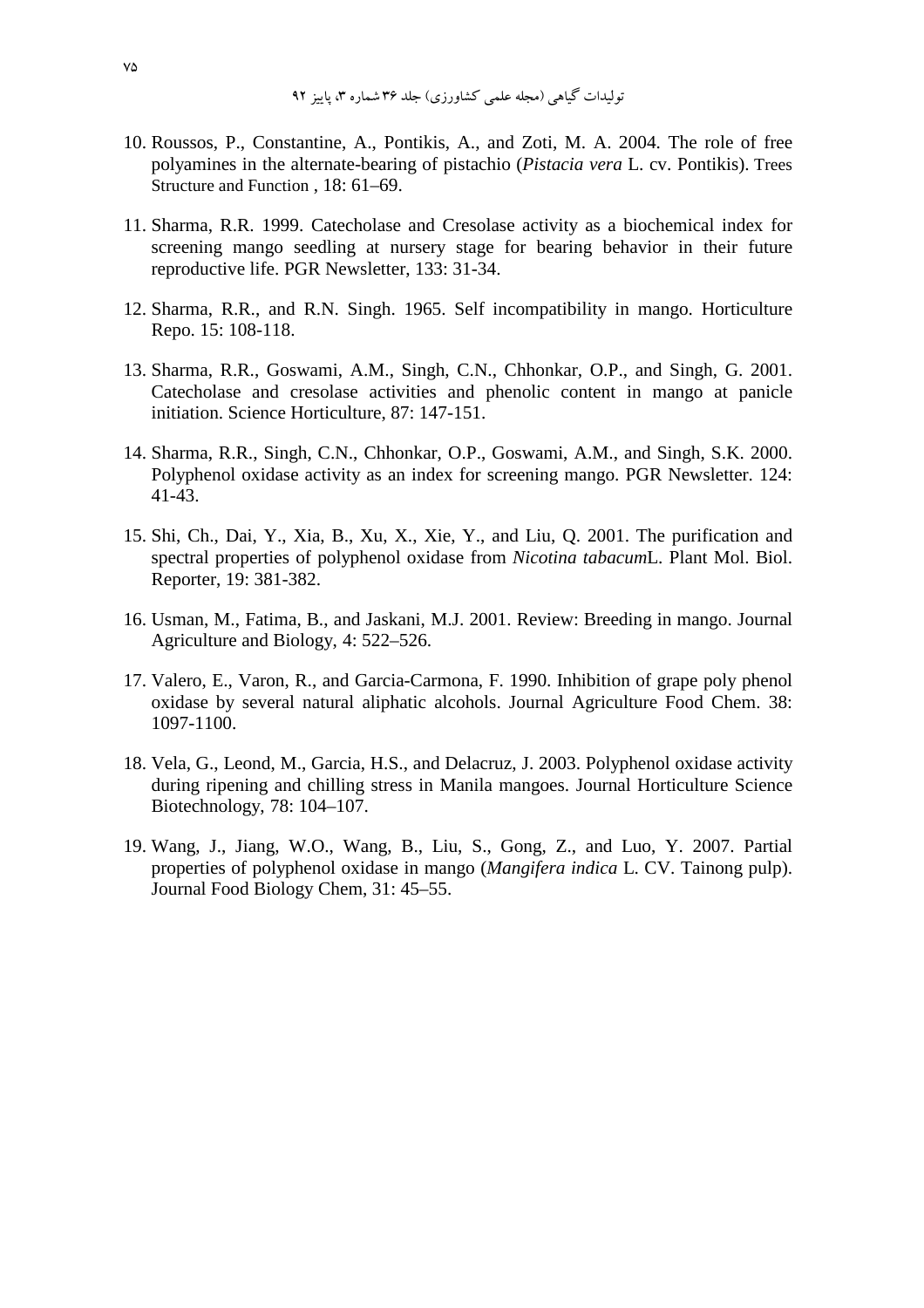10. Roussos, P., Constantine, A., Pontikis, A., and Zoti, M. A. 2004. The role of free polyamines in the alternate-bearing of pistachio (*Pistacia vera* L. cv. Pontikis). Trees Structure and Function , 18: 61–69.

11. Sharma, R.R. 1999. Catecholase and Cresolase activity as a biochemical index for screening mango seedling at nursery stage for bearing behavior in their future reproductive life. PGR Newsletter, 133: 31-34.

12. Sharma, R.R., and R.N. Singh. 1965. Self incompatibility in mango. Horticulture Repo. 15: 108-118.

13. Sharma, R.R., Goswami, A.M., Singh, C.N., Chhonkar, O.P., and Singh, G. 2001. Catecholase and cresolase activities and phenolic content in mango at panicle initiation. Science Horticulture, 87: 147-151.

14. Sharma, R.R., Singh, C.N., Chhonkar, O.P., Goswami, A.M., and Singh, S.K. 2000. Polyphenol oxidase activity as an index for screening mango. PGR Newsletter. 124: 41-43.

15. Shi, Ch., Dai, Y., Xia, B., Xu, X., Xie, Y., and Liu, Q. 2001. The purification and spectral properties of polyphenol oxidase from *Nicotina tabacum*L. Plant Mol. Biol. Reporter, 19: 381-382.

16. Usman, M., Fatima, B., and Jaskani, M.J. 2001. Review: Breeding in mango. Journal Agriculture and Biology, 4: 522–526.

17. Valero, E., Varon, R., and Garcia-Carmona, F. 1990. Inhibition of grape poly phenol oxidase by several natural aliphatic alcohols. Journal Agriculture Food Chem. 38: 1097-1100.

18. Vela, G., Leond, M., Garcia, H.S., and Delacruz, J. 2003. Polyphenol oxidase activity during ripening and chilling stress in Manila mangoes. Journal Horticulture Science Biotechnology, 78: 104–107.

19. Wang, J., Jiang, W.O., Wang, B., Liu, S., Gong, Z., and Luo, Y. 2007. Partial properties of polyphenol oxidase in mango (*Mangifera indica* L. CV. Tainong pulp). Journal Food Biology Chem, 31: 45–55.